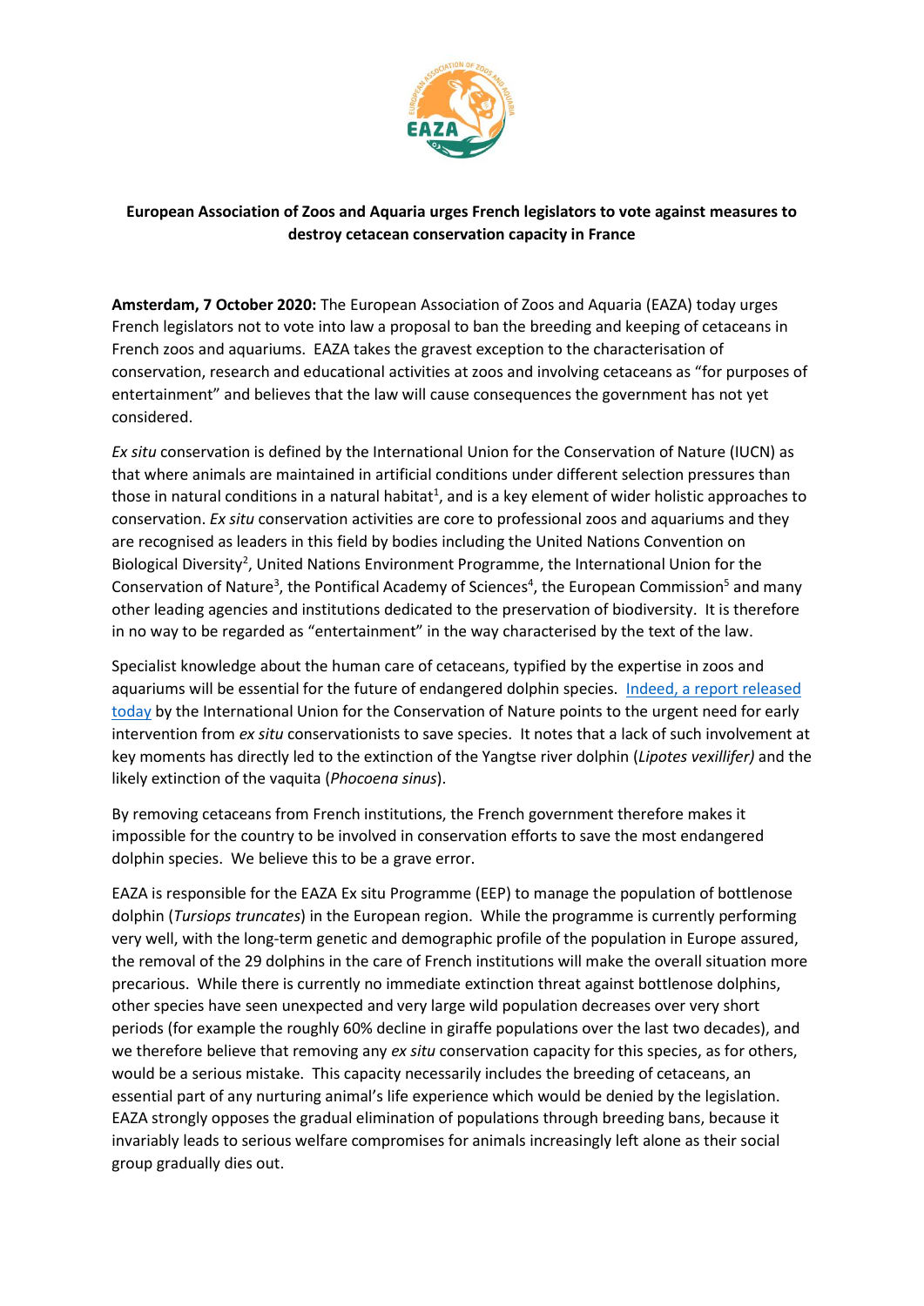**European Association of Zoos and Aquaria urges French legislators to vote against measures to destroy cetacean conservation capacity in France**

**Amsterdam, 7 October 2020:** The European Association of Zoos and Aquaria (EAZA) today urges French legislators not to vote into law a proposal to ban the breeding and keeping of cetaceans in French zoos and aquariums. EAZA takes the gravest exception to the characterisation of conservation, research and educational activities at zoos and involving cetaceans as "for purposes of entertainment" and believes that the law will cause consequences the government has not yet considered.

*Ex situ* conservation is defined by the International Union for the Conservation of Nature (IUCN) as that where animals are maintained in artificial conditions under different selection pressures than those in natural conditions in a natural habitat[1], and is a key element of wider holistic approaches to conservation. *Ex situ* conservation activities are core to professional zoos and aquariums and they are recognised as leaders in this field by bodies including the United Nations Convention on Biological Diversity[2], United Nations Environment Programme, the International Union for the Conservation of Nature[3], the Pontifical Academy of Sciences[4], the European Commission[5] and many other leading agencies and institutions dedicated to the preservation of biodiversity. It is therefore in no way to be regarded as "entertainment" in the way characterised by the text of the law.

Specialist knowledge about the human care of cetaceans, typified by the expertise in zoos and aquariums will be essential for the future of endangered dolphin species. Indeed, a report released today by the International Union for the Conservation of Nature points to the urgent need for early intervention from *ex situ* conservationists to save species. It notes that a lack of such involvement at key moments has directly led to the extinction of the Yangtse river dolphin (*Lipotes vexillifer)* and the likely extinction of the vaquita (*Phocoena sinus*).

By removing cetaceans from French institutions, the French government therefore makes it impossible for the country to be involved in conservation efforts to save the most endangered dolphin species. We believe this to be a grave error.

EAZA is responsible for the EAZA Ex situ Programme (EEP) to manage the population of bottlenose dolphin (*Tursiops truncates*) in the European region. While the programme is currently performing very well, with the long-term genetic and demographic profile of the population in Europe assured, the removal of the 29 dolphins in the care of French institutions will make the overall situation more precarious. While there is currently no immediate extinction threat against bottlenose dolphins, other species have seen unexpected and very large wild population decreases over very short periods (for example the roughly 60% decline in giraffe populations over the last two decades), and we therefore believe that removing any *ex situ* conservation capacity for this species, as for others, would be a serious mistake. This capacity necessarily includes the breeding of cetaceans, an essential part of any nurturing animal's life experience which would be denied by the legislation. EAZA strongly opposes the gradual elimination of populations through breeding bans, because it invariably leads to serious welfare compromises for animals increasingly left alone as their social group gradually dies out.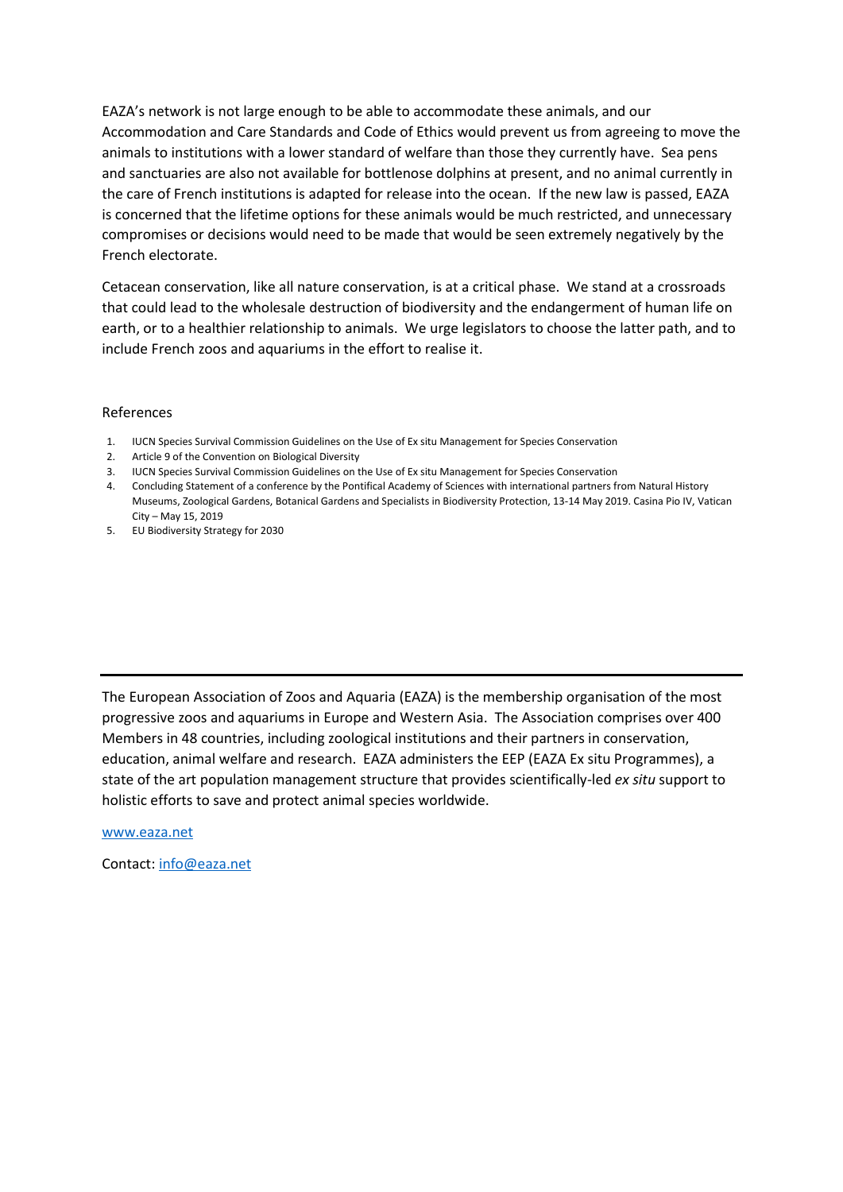EAZA's network is not large enough to be able to accommodate these animals, and our Accommodation and Care Standards and Code of Ethics would prevent us from agreeing to move the animals to institutions with a lower standard of welfare than those they currently have. Sea pens and sanctuaries are also not available for bottlenose dolphins at present, and no animal currently in the care of French institutions is adapted for release into the ocean. If the new law is passed, EAZA is concerned that the lifetime options for these animals would be much restricted, and unnecessary compromises or decisions would need to be made that would be seen extremely negatively by the French electorate.

Cetacean conservation, like all nature conservation, is at a critical phase. We stand at a crossroads that could lead to the wholesale destruction of biodiversity and the endangerment of human life on earth, or to a healthier relationship to animals. We urge legislators to choose the latter path, and to include French zoos and aquariums in the effort to realise it.

References

1. IUCN Species Survival Commission Guidelines on the Use of Ex situ Management for Species Conservation
2. Article 9 of the Convention on Biological Diversity
3. IUCN Species Survival Commission Guidelines on the Use of Ex situ Management for Species Conservation
4. Concluding Statement of a conference by the Pontifical Academy of Sciences with international partners from Natural History Museums, Zoological Gardens, Botanical Gardens and Specialists in Biodiversity Protection, 13-14 May 2019. Casina Pio IV, Vatican City – May 15, 2019
5. EU Biodiversity Strategy for 2030

---

The European Association of Zoos and Aquaria (EAZA) is the membership organisation of the most progressive zoos and aquariums in Europe and Western Asia. The Association comprises over 400 Members in 48 countries, including zoological institutions and their partners in conservation, education, animal welfare and research. EAZA administers the EEP (EAZA Ex situ Programmes), a state of the art population management structure that provides scientifically-led *ex situ* support to holistic efforts to save and protect animal species worldwide.

[www.eaza.net](http://www.eaza.net)

Contact: [info@eaza.net](mailto:info@eaza.net)